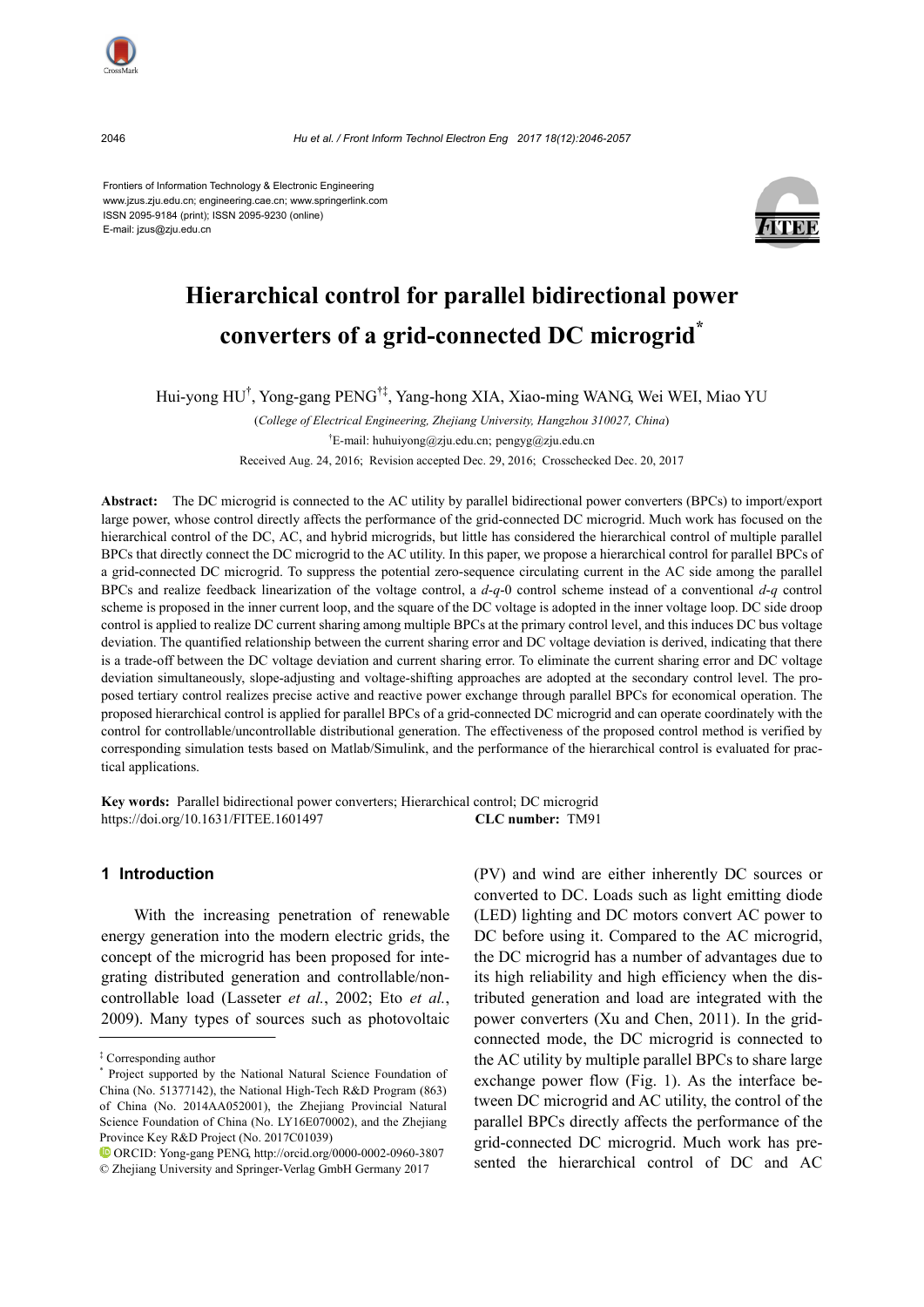Frontiers of Information Technology & Electronic Engineering
www.jzus.zju.edu.cn; engineering.cae.cn; www.springerlink.com
ISSN 2095-9184 (print); ISSN 2095-9230 (online)
E-mail: jzus@zju.edu.cn

# Hierarchical control for parallel bidirectional power converters of a grid-connected DC microgrid*

Hui-yong HU†, Yong-gang PENG†‡, Yang-hong XIA, Xiao-ming WANG, Wei WEI, Miao YU

(*College of Electrical Engineering, Zhejiang University, Hangzhou 310027, China*)

†E-mail: huhuiyong@zju.edu.cn; pengyg@zju.edu.cn

Received Aug. 24, 2016; Revision accepted Dec. 29, 2016; Crosschecked Dec. 20, 2017

**Abstract:** The DC microgrid is connected to the AC utility by parallel bidirectional power converters (BPCs) to import/export large power, whose control directly affects the performance of the grid-connected DC microgrid. Much work has focused on the hierarchical control of the DC, AC, and hybrid microgrids, but little has considered the hierarchical control of multiple parallel BPCs that directly connect the DC microgrid to the AC utility. In this paper, we propose a hierarchical control for parallel BPCs of a grid-connected DC microgrid. To suppress the potential zero-sequence circulating current in the AC side among the parallel BPCs and realize feedback linearization of the voltage control, a *d*-*q*-0 control scheme instead of a conventional *d*-*q* control scheme is proposed in the inner current loop, and the square of the DC voltage is adopted in the inner voltage loop. DC side droop control is applied to realize DC current sharing among multiple BPCs at the primary control level, and this induces DC bus voltage deviation. The quantified relationship between the current sharing error and DC voltage deviation is derived, indicating that there is a trade-off between the DC voltage deviation and current sharing error. To eliminate the current sharing error and DC voltage deviation simultaneously, slope-adjusting and voltage-shifting approaches are adopted at the secondary control level. The proposed tertiary control realizes precise active and reactive power exchange through parallel BPCs for economical operation. The proposed hierarchical control is applied for parallel BPCs of a grid-connected DC microgrid and can operate coordinately with the control for controllable/uncontrollable distributional generation. The effectiveness of the proposed control method is verified by corresponding simulation tests based on Matlab/Simulink, and the performance of the hierarchical control is evaluated for practical applications.

**Key words:** Parallel bidirectional power converters; Hierarchical control; DC microgrid
https://doi.org/10.1631/FITEE.1601497 **CLC number:** TM91

## 1 Introduction

With the increasing penetration of renewable energy generation into the modern electric grids, the concept of the microgrid has been proposed for integrating distributed generation and controllable/non-controllable load (Lasseter *et al.*, 2002; Eto *et al.*, 2009). Many types of sources such as photovoltaic (PV) and wind are either inherently DC sources or converted to DC. Loads such as light emitting diode (LED) lighting and DC motors convert AC power to DC before using it. Compared to the AC microgrid, the DC microgrid has a number of advantages due to its high reliability and high efficiency when the distributed generation and load are integrated with the power converters (Xu and Chen, 2011). In the grid-connected mode, the DC microgrid is connected to the AC utility by multiple parallel BPCs to share large exchange power flow (Fig. 1). As the interface between DC microgrid and AC utility, the control of the parallel BPCs directly affects the performance of the grid-connected DC microgrid. Much work has presented the hierarchical control of DC and AC

‡ Corresponding author

\* Project supported by the National Natural Science Foundation of China (No. 51377142), the National High-Tech R&D Program (863) of China (No. 2014AA052001), the Zhejiang Provincial Natural Science Foundation of China (No. LY16E070002), and the Zhejiang Province Key R&D Project (No. 2017C01039)

ORCID: Yong-gang PENG, http://orcid.org/0000-0002-0960-3807

© Zhejiang University and Springer-Verlag GmbH Germany 2017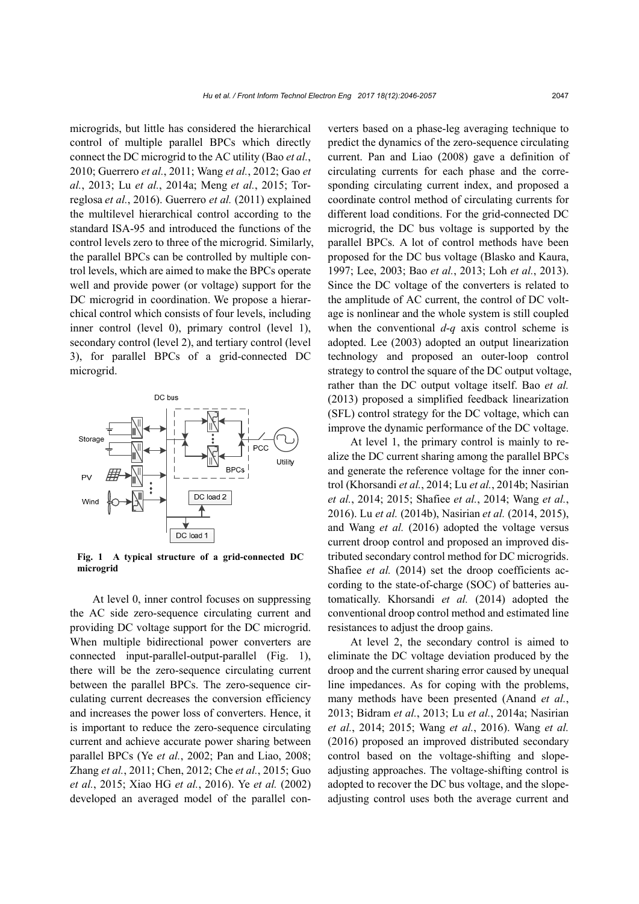microgrids, but little has considered the hierarchical control of multiple parallel BPCs which directly connect the DC microgrid to the AC utility (Bao *et al.*, 2010; Guerrero *et al.*, 2011; Wang *et al.*, 2012; Gao *et al.*, 2013; Lu *et al.*, 2014a; Meng *et al.*, 2015; Torreglosa *et al.*, 2016). Guerrero *et al.* (2011) explained the multilevel hierarchical control according to the standard ISA-95 and introduced the functions of the control levels zero to three of the microgrid. Similarly, the parallel BPCs can be controlled by multiple control levels, which are aimed to make the BPCs operate well and provide power (or voltage) support for the DC microgrid in coordination. We propose a hierarchical control which consists of four levels, including inner control (level 0), primary control (level 1), secondary control (level 2), and tertiary control (level 3), for parallel BPCs of a grid-connected DC microgrid.

**Fig. 1 A typical structure of a grid-connected DC microgrid**

At level 0, inner control focuses on suppressing the AC side zero-sequence circulating current and providing DC voltage support for the DC microgrid. When multiple bidirectional power converters are connected input-parallel-output-parallel (Fig. 1), there will be the zero-sequence circulating current between the parallel BPCs. The zero-sequence circulating current decreases the conversion efficiency and increases the power loss of converters. Hence, it is important to reduce the zero-sequence circulating current and achieve accurate power sharing between parallel BPCs (Ye *et al.*, 2002; Pan and Liao, 2008; Zhang *et al.*, 2011; Chen, 2012; Che *et al.*, 2015; Guo *et al.*, 2015; Xiao HG *et al.*, 2016). Ye *et al.* (2002) developed an averaged model of the parallel converters based on a phase-leg averaging technique to predict the dynamics of the zero-sequence circulating current. Pan and Liao (2008) gave a definition of circulating currents for each phase and the corresponding circulating current index, and proposed a coordinate control method of circulating currents for different load conditions. For the grid-connected DC microgrid, the DC bus voltage is supported by the parallel BPCs. A lot of control methods have been proposed for the DC bus voltage (Blasko and Kaura, 1997; Lee, 2003; Bao *et al.*, 2013; Loh *et al.*, 2013). Since the DC voltage of the converters is related to the amplitude of AC current, the control of DC voltage is nonlinear and the whole system is still coupled when the conventional *d*-*q* axis control scheme is adopted. Lee (2003) adopted an output linearization technology and proposed an outer-loop control strategy to control the square of the DC output voltage, rather than the DC output voltage itself. Bao *et al.* (2013) proposed a simplified feedback linearization (SFL) control strategy for the DC voltage, which can improve the dynamic performance of the DC voltage.

At level 1, the primary control is mainly to realize the DC current sharing among the parallel BPCs and generate the reference voltage for the inner control (Khorsandi *et al.*, 2014; Lu *et al.*, 2014b; Nasirian *et al.*, 2014; 2015; Shafiee *et al.*, 2014; Wang *et al.*, 2016). Lu *et al.* (2014b), Nasirian *et al.* (2014, 2015), and Wang *et al.* (2016) adopted the voltage versus current droop control and proposed an improved distributed secondary control method for DC microgrids. Shafiee *et al.* (2014) set the droop coefficients according to the state-of-charge (SOC) of batteries automatically. Khorsandi *et al.* (2014) adopted the conventional droop control method and estimated line resistances to adjust the droop gains.

At level 2, the secondary control is aimed to eliminate the DC voltage deviation produced by the droop and the current sharing error caused by unequal line impedances. As for coping with the problems, many methods have been presented (Anand *et al.*, 2013; Bidram *et al.*, 2013; Lu *et al.*, 2014a; Nasirian *et al.*, 2014; 2015; Wang *et al.*, 2016). Wang *et al.* (2016) proposed an improved distributed secondary control based on the voltage-shifting and slope-adjusting approaches. The voltage-shifting control is adopted to recover the DC bus voltage, and the slope-adjusting control uses both the average current and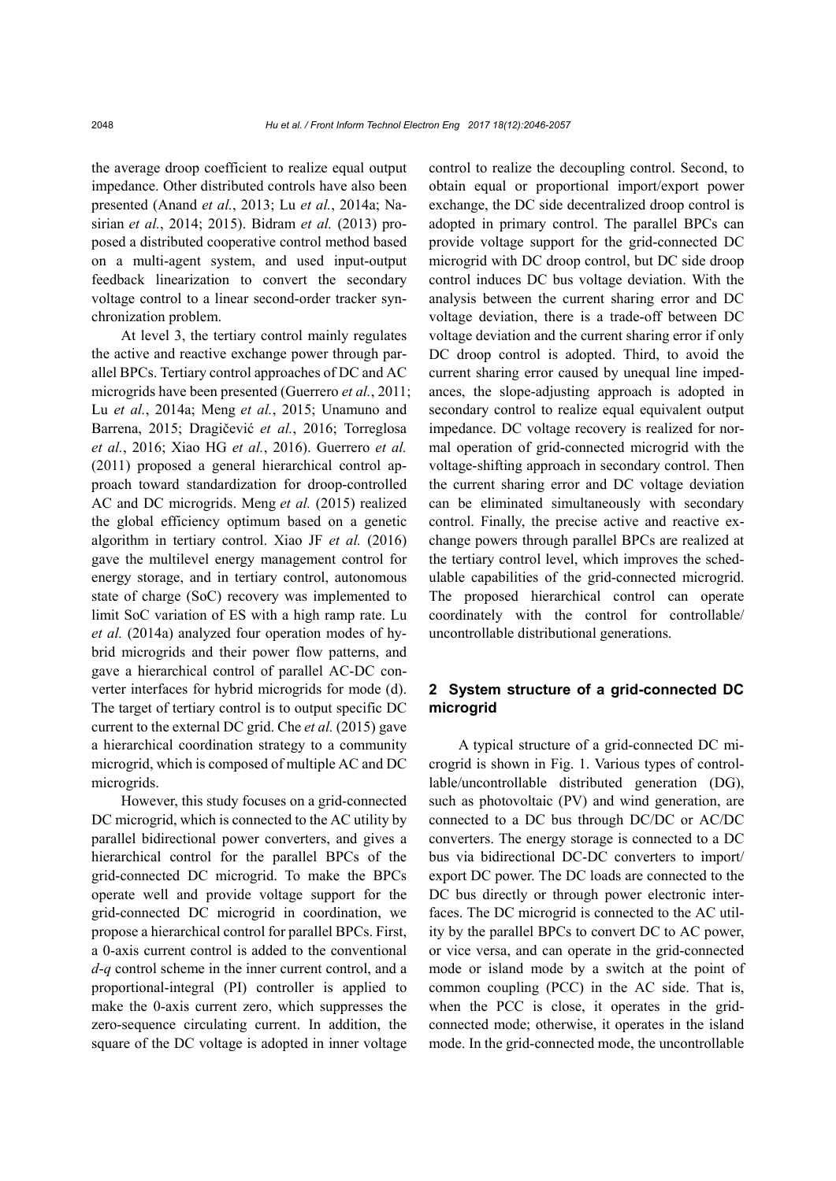the average droop coefficient to realize equal output impedance. Other distributed controls have also been presented (Anand *et al.*, 2013; Lu *et al.*, 2014a; Nasirian *et al.*, 2014; 2015). Bidram *et al.* (2013) proposed a distributed cooperative control method based on a multi-agent system, and used input-output feedback linearization to convert the secondary voltage control to a linear second-order tracker synchronization problem.

At level 3, the tertiary control mainly regulates the active and reactive exchange power through parallel BPCs. Tertiary control approaches of DC and AC microgrids have been presented (Guerrero *et al.*, 2011; Lu *et al.*, 2014a; Meng *et al.*, 2015; Unamuno and Barrena, 2015; Dragičević *et al.*, 2016; Torreglosa *et al.*, 2016; Xiao HG *et al.*, 2016). Guerrero *et al.* (2011) proposed a general hierarchical control approach toward standardization for droop-controlled AC and DC microgrids. Meng *et al.* (2015) realized the global efficiency optimum based on a genetic algorithm in tertiary control. Xiao JF *et al.* (2016) gave the multilevel energy management control for energy storage, and in tertiary control, autonomous state of charge (SoC) recovery was implemented to limit SoC variation of ES with a high ramp rate. Lu *et al.* (2014a) analyzed four operation modes of hybrid microgrids and their power flow patterns, and gave a hierarchical control of parallel AC-DC converter interfaces for hybrid microgrids for mode (d). The target of tertiary control is to output specific DC current to the external DC grid. Che *et al.* (2015) gave a hierarchical coordination strategy to a community microgrid, which is composed of multiple AC and DC microgrids.

However, this study focuses on a grid-connected DC microgrid, which is connected to the AC utility by parallel bidirectional power converters, and gives a hierarchical control for the parallel BPCs of the grid-connected DC microgrid. To make the BPCs operate well and provide voltage support for the grid-connected DC microgrid in coordination, we propose a hierarchical control for parallel BPCs. First, a 0-axis current control is added to the conventional *d*-*q* control scheme in the inner current control, and a proportional-integral (PI) controller is applied to make the 0-axis current zero, which suppresses the zero-sequence circulating current. In addition, the square of the DC voltage is adopted in inner voltage control to realize the decoupling control. Second, to obtain equal or proportional import/export power exchange, the DC side decentralized droop control is adopted in primary control. The parallel BPCs can provide voltage support for the grid-connected DC microgrid with DC droop control, but DC side droop control induces DC bus voltage deviation. With the analysis between the current sharing error and DC voltage deviation, there is a trade-off between DC voltage deviation and the current sharing error if only DC droop control is adopted. Third, to avoid the current sharing error caused by unequal line impedances, the slope-adjusting approach is adopted in secondary control to realize equal equivalent output impedance. DC voltage recovery is realized for normal operation of grid-connected microgrid with the voltage-shifting approach in secondary control. Then the current sharing error and DC voltage deviation can be eliminated simultaneously with secondary control. Finally, the precise active and reactive exchange powers through parallel BPCs are realized at the tertiary control level, which improves the schedulable capabilities of the grid-connected microgrid. The proposed hierarchical control can operate coordinately with the control for controllable/uncontrollable distributional generations.

## 2 System structure of a grid-connected DC microgrid

A typical structure of a grid-connected DC microgrid is shown in Fig. 1. Various types of controllable/uncontrollable distributed generation (DG), such as photovoltaic (PV) and wind generation, are connected to a DC bus through DC/DC or AC/DC converters. The energy storage is connected to a DC bus via bidirectional DC-DC converters to import/export DC power. The DC loads are connected to the DC bus directly or through power electronic interfaces. The DC microgrid is connected to the AC utility by the parallel BPCs to convert DC to AC power, or vice versa, and can operate in the grid-connected mode or island mode by a switch at the point of common coupling (PCC) in the AC side. That is, when the PCC is close, it operates in the grid-connected mode; otherwise, it operates in the island mode. In the grid-connected mode, the uncontrollable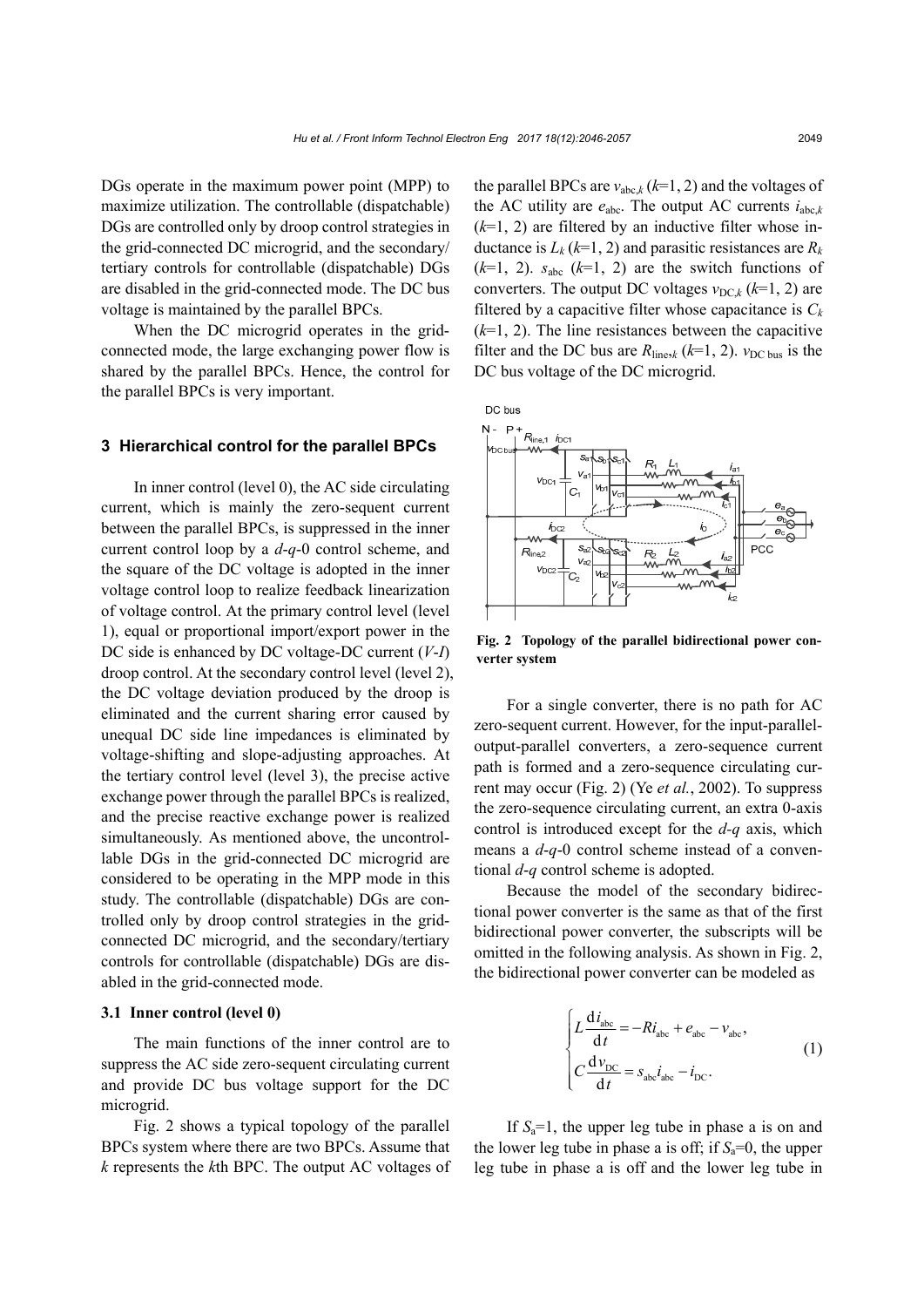DGs operate in the maximum power point (MPP) to maximize utilization. The controllable (dispatchable) DGs are controlled only by droop control strategies in the grid-connected DC microgrid, and the secondary/tertiary controls for controllable (dispatchable) DGs are disabled in the grid-connected mode. The DC bus voltage is maintained by the parallel BPCs.

When the DC microgrid operates in the grid-connected mode, the large exchanging power flow is shared by the parallel BPCs. Hence, the control for the parallel BPCs is very important.

## 3 Hierarchical control for the parallel BPCs

In inner control (level 0), the AC side circulating current, which is mainly the zero-sequent current between the parallel BPCs, is suppressed in the inner current control loop by a *d*-*q*-0 control scheme, and the square of the DC voltage is adopted in the inner voltage control loop to realize feedback linearization of voltage control. At the primary control level (level 1), equal or proportional import/export power in the DC side is enhanced by DC voltage-DC current (*V*-*I*) droop control. At the secondary control level (level 2), the DC voltage deviation produced by the droop is eliminated and the current sharing error caused by unequal DC side line impedances is eliminated by voltage-shifting and slope-adjusting approaches. At the tertiary control level (level 3), the precise active exchange power through the parallel BPCs is realized, and the precise reactive exchange power is realized simultaneously. As mentioned above, the uncontrollable DGs in the grid-connected DC microgrid are considered to be operating in the MPP mode in this study. The controllable (dispatchable) DGs are controlled only by droop control strategies in the grid-connected DC microgrid, and the secondary/tertiary controls for controllable (dispatchable) DGs are disabled in the grid-connected mode.

### 3.1 Inner control (level 0)

The main functions of the inner control are to suppress the AC side zero-sequent circulating current and provide DC bus voltage support for the DC microgrid.

Fig. 2 shows a typical topology of the parallel BPCs system where there are two BPCs. Assume that *k* represents the *k*th BPC. The output AC voltages of the parallel BPCs are $v_{\mathrm{abc},k}$ ($k$=1, 2) and the voltages of the AC utility are $e_{\mathrm{abc}}$. The output AC currents $i_{\mathrm{abc},k}$ ($k$=1, 2) are filtered by an inductive filter whose inductance is $L_k$ ($k$=1, 2) and parasitic resistances are $R_k$ ($k$=1, 2). $s_{\mathrm{abc}}$ ($k$=1, 2) are the switch functions of converters. The output DC voltages $v_{\mathrm{DC},k}$ ($k$=1, 2) are filtered by a capacitive filter whose capacitance is $C_k$ ($k$=1, 2). The line resistances between the capacitive filter and the DC bus are $R_{\mathrm{line},k}$ ($k$=1, 2). $v_{\mathrm{DC\ bus}}$ is the DC bus voltage of the DC microgrid.

**Fig. 2 Topology of the parallel bidirectional power converter system**

For a single converter, there is no path for AC zero-sequent current. However, for the input-parallel-output-parallel converters, a zero-sequence current path is formed and a zero-sequence circulating current may occur (Fig. 2) (Ye *et al.*, 2002). To suppress the zero-sequence circulating current, an extra 0-axis control is introduced except for the *d*-*q* axis, which means a *d*-*q*-0 control scheme instead of a conventional *d*-*q* control scheme is adopted.

Because the model of the secondary bidirectional power converter is the same as that of the first bidirectional power converter, the subscripts will be omitted in the following analysis. As shown in Fig. 2, the bidirectional power converter can be modeled as

$$
\begin{cases}
L\dfrac{\mathrm{d}i_{\mathrm{abc}}}{\mathrm{d}t} = -Ri_{\mathrm{abc}} + e_{\mathrm{abc}} - v_{\mathrm{abc}}, \\
C\dfrac{\mathrm{d}v_{\mathrm{DC}}}{\mathrm{d}t} = s_{\mathrm{abc}}i_{\mathrm{abc}} - i_{\mathrm{DC}}.
\end{cases}
\tag{1}
$$

If $S_{\mathrm{a}}$=1, the upper leg tube in phase a is on and the lower leg tube in phase a is off; if $S_{\mathrm{a}}$=0, the upper leg tube in phase a is off and the lower leg tube in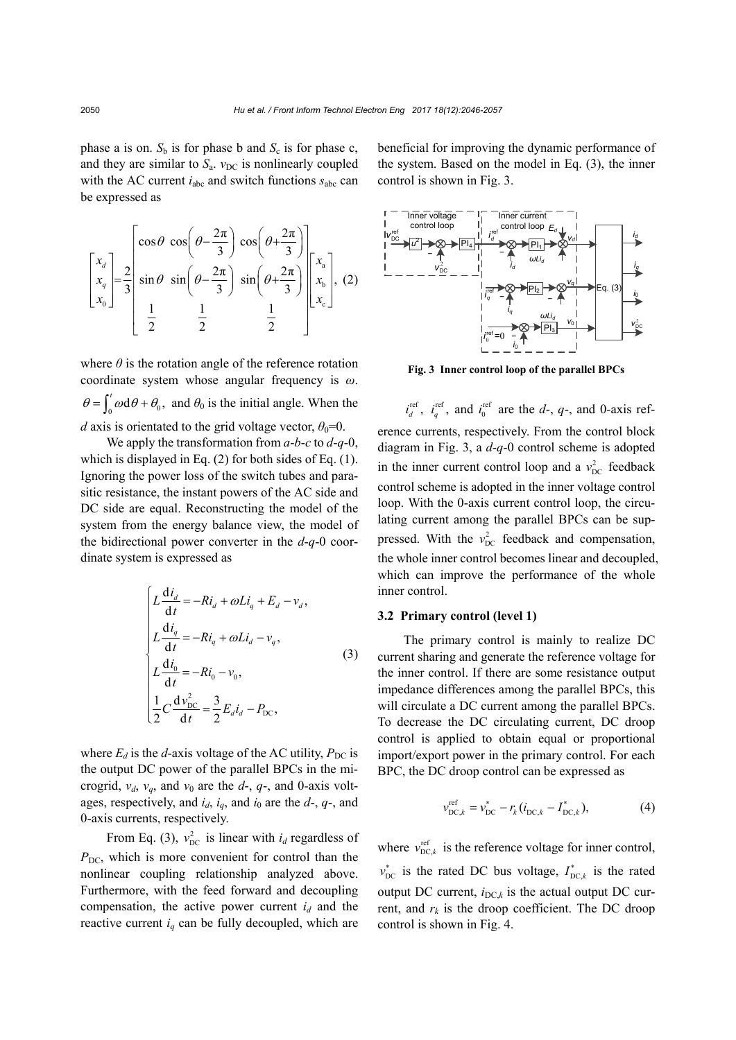phase a is on. $S_b$ is for phase b and $S_c$ is for phase c, and they are similar to $S_a$. $v_{DC}$ is nonlinearly coupled with the AC current $i_{abc}$ and switch functions $s_{abc}$ can be expressed as

$$\begin{bmatrix} x_d \\ x_q \\ x_0 \end{bmatrix} = \frac{2}{3} \begin{bmatrix} \cos\theta & \cos\left(\theta - \frac{2\pi}{3}\right) & \cos\left(\theta + \frac{2\pi}{3}\right) \\ \sin\theta & \sin\left(\theta - \frac{2\pi}{3}\right) & \sin\left(\theta + \frac{2\pi}{3}\right) \\ \frac{1}{2} & \frac{1}{2} & \frac{1}{2} \end{bmatrix} \begin{bmatrix} x_a \\ x_b \\ x_c \end{bmatrix}, \quad (2)$$

where $\theta$ is the rotation angle of the reference rotation coordinate system whose angular frequency is $\omega$. $\theta = \int_0^t \omega \mathrm{d}\theta + \theta_0$, and $\theta_0$ is the initial angle. When the $d$ axis is orientated to the grid voltage vector, $\theta_0=0$.

We apply the transformation from $a$-$b$-$c$ to $d$-$q$-0, which is displayed in Eq. (2) for both sides of Eq. (1). Ignoring the power loss of the switch tubes and parasitic resistance, the instant powers of the AC side and DC side are equal. Reconstructing the model of the system from the energy balance view, the model of the bidirectional power converter in the $d$-$q$-0 coordinate system is expressed as

$$\begin{cases} L\dfrac{\mathrm{d}i_d}{\mathrm{d}t} = -Ri_d + \omega L i_q + E_d - v_d, \\ L\dfrac{\mathrm{d}i_q}{\mathrm{d}t} = -Ri_q + \omega L i_d - v_q, \\ L\dfrac{\mathrm{d}i_0}{\mathrm{d}t} = -Ri_0 - v_0, \\ \dfrac{1}{2}C\dfrac{\mathrm{d}v_{DC}^2}{\mathrm{d}t} = \dfrac{3}{2}E_d i_d - P_{DC}, \end{cases} \quad (3)$$

where $E_d$ is the $d$-axis voltage of the AC utility, $P_{DC}$ is the output DC power of the parallel BPCs in the microgrid, $v_d$, $v_q$, and $v_0$ are the $d$-, $q$-, and 0-axis voltages, respectively, and $i_d$, $i_q$, and $i_0$ are the $d$-, $q$-, and 0-axis currents, respectively.

From Eq. (3), $v_{DC}^2$ is linear with $i_d$ regardless of $P_{DC}$, which is more convenient for control than the nonlinear coupling relationship analyzed above. Furthermore, with the feed forward and decoupling compensation, the active power current $i_d$ and the reactive current $i_q$ can be fully decoupled, which are beneficial for improving the dynamic performance of the system. Based on the model in Eq. (3), the inner control is shown in Fig. 3.

**Fig. 3 Inner control loop of the parallel BPCs**

$i_d^{\text{ref}}$, $i_q^{\text{ref}}$, and $i_0^{\text{ref}}$ are the $d$-, $q$-, and 0-axis reference currents, respectively. From the control block diagram in Fig. 3, a $d$-$q$-0 control scheme is adopted in the inner current control loop and a $v_{DC}^2$ feedback control scheme is adopted in the inner voltage control loop. With the 0-axis current control loop, the circulating current among the parallel BPCs can be suppressed. With the $v_{DC}^2$ feedback and compensation, the whole inner control becomes linear and decoupled, which can improve the performance of the whole inner control.

### 3.2 Primary control (level 1)

The primary control is mainly to realize DC current sharing and generate the reference voltage for the inner control. If there are some resistance output impedance differences among the parallel BPCs, this will circulate a DC current among the parallel BPCs. To decrease the DC circulating current, DC droop control is applied to obtain equal or proportional import/export power in the primary control. For each BPC, the DC droop control can be expressed as

$$v_{DC,k}^{\text{ref}} = v_{DC}^* - r_k(i_{DC,k} - I_{DC,k}^*), \quad (4)$$

where $v_{DC,k}^{\text{ref}}$ is the reference voltage for inner control, $v_{DC}^*$ is the rated DC bus voltage, $I_{DC,k}^*$ is the rated output DC current, $i_{DC,k}$ is the actual output DC current, and $r_k$ is the droop coefficient. The DC droop control is shown in Fig. 4.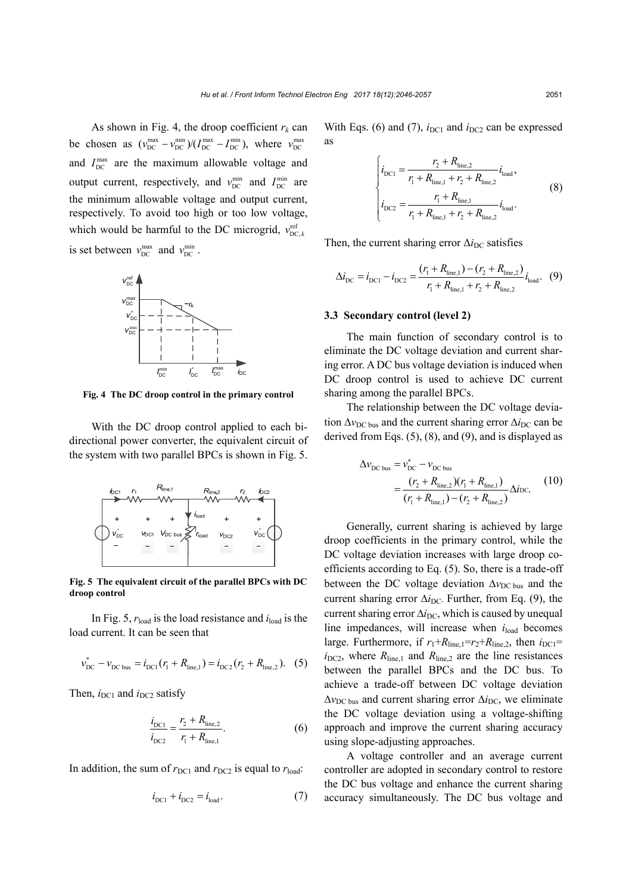As shown in Fig. 4, the droop coefficient $r_k$ can be chosen as $(v_{DC}^{max} - v_{DC}^{min})/(I_{DC}^{max} - I_{DC}^{min})$, where $v_{DC}^{max}$ and $I_{DC}^{max}$ are the maximum allowable voltage and output current, respectively, and $v_{DC}^{min}$ and $I_{DC}^{min}$ are the minimum allowable voltage and output current, respectively. To avoid too high or too low voltage, which would be harmful to the DC microgrid, $v_{DC,k}^{ref}$ is set between $v_{DC}^{max}$ and $v_{DC}^{min}$.

**Fig. 4 The DC droop control in the primary control**

With the DC droop control applied to each bidirectional power converter, the equivalent circuit of the system with two parallel BPCs is shown in Fig. 5.

**Fig. 5 The equivalent circuit of the parallel BPCs with DC droop control**

In Fig. 5, $r_{load}$ is the load resistance and $i_{load}$ is the load current. It can be seen that

$$v_{DC}^{*} - v_{DC\ bus} = i_{DC1}(r_1 + R_{line,1}) = i_{DC2}(r_2 + R_{line,2}). \quad (5)$$

Then, $i_{DC1}$ and $i_{DC2}$ satisfy

$$\frac{i_{DC1}}{i_{DC2}} = \frac{r_2 + R_{line,2}}{r_1 + R_{line,1}}. \quad (6)$$

In addition, the sum of $r_{DC1}$ and $r_{DC2}$ is equal to $r_{load}$:

$$i_{DC1} + i_{DC2} = i_{load}. \quad (7)$$

With Eqs. (6) and (7), $i_{DC1}$ and $i_{DC2}$ can be expressed as

$$\begin{cases} i_{DC1} = \dfrac{r_2 + R_{line,2}}{r_1 + R_{line,1} + r_2 + R_{line,2}} i_{load}, \\ i_{DC2} = \dfrac{r_1 + R_{line,1}}{r_1 + R_{line,1} + r_2 + R_{line,2}} i_{load}. \end{cases} \quad (8)$$

Then, the current sharing error $\Delta i_{DC}$ satisfies

$$\Delta i_{DC} = i_{DC1} - i_{DC2} = \frac{(r_1 + R_{line,1}) - (r_2 + R_{line,2})}{r_1 + R_{line,1} + r_2 + R_{line,2}} i_{load}. \quad (9)$$

### 3.3 Secondary control (level 2)

The main function of secondary control is to eliminate the DC voltage deviation and current sharing error. A DC bus voltage deviation is induced when DC droop control is used to achieve DC current sharing among the parallel BPCs.

The relationship between the DC voltage deviation $\Delta v_{DC\ bus}$ and the current sharing error $\Delta i_{DC}$ can be derived from Eqs. (5), (8), and (9), and is displayed as

$$\begin{aligned} \Delta v_{DC\ bus} &= v_{DC}^{*} - v_{DC\ bus} \\ &= \frac{(r_2 + R_{line,2})(r_1 + R_{line,1})}{(r_1 + R_{line,1}) - (r_2 + R_{line,2})} \Delta i_{DC}. \end{aligned} \quad (10)$$

Generally, current sharing is achieved by large droop coefficients in the primary control, while the DC voltage deviation increases with large droop coefficients according to Eq. (5). So, there is a trade-off between the DC voltage deviation $\Delta v_{DC\ bus}$ and the current sharing error $\Delta i_{DC}$. Further, from Eq. (9), the current sharing error $\Delta i_{DC}$, which is caused by unequal line impedances, will increase when $i_{load}$ becomes large. Furthermore, if $r_1+R_{line,1}=r_2+R_{line,2}$, then $i_{DC1}=i_{DC2}$, where $R_{line,1}$ and $R_{line,2}$ are the line resistances between the parallel BPCs and the DC bus. To achieve a trade-off between DC voltage deviation $\Delta v_{DC\ bus}$ and current sharing error $\Delta i_{DC}$, we eliminate the DC voltage deviation using a voltage-shifting approach and improve the current sharing accuracy using slope-adjusting approaches.

A voltage controller and an average current controller are adopted in secondary control to restore the DC bus voltage and enhance the current sharing accuracy simultaneously. The DC bus voltage and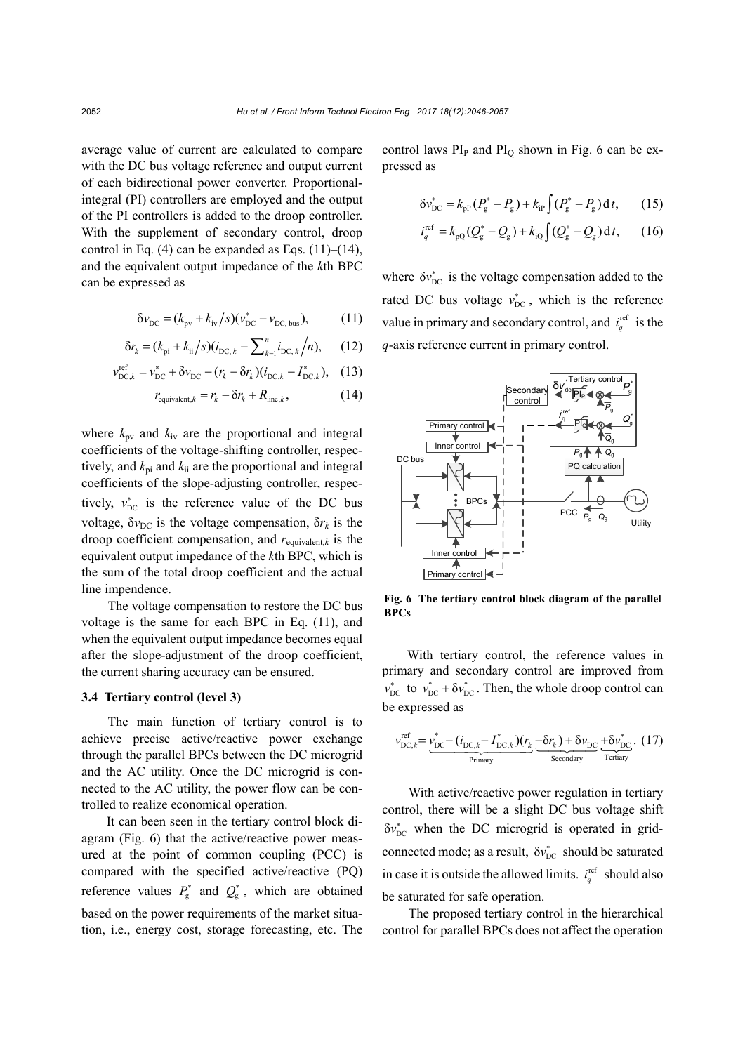average value of current are calculated to compare with the DC bus voltage reference and output current of each bidirectional power converter. Proportional-integral (PI) controllers are employed and the output of the PI controllers is added to the droop controller. With the supplement of secondary control, droop control in Eq. (4) can be expanded as Eqs. (11)–(14), and the equivalent output impedance of the $k$th BPC can be expressed as

$$\delta v_{\mathrm{DC}} = (k_{\mathrm{pv}} + k_{\mathrm{iv}}/s)(v_{\mathrm{DC}}^{*} - v_{\mathrm{DC,bus}}), \tag{11}$$

$$\delta r_{k} = (k_{\mathrm{pi}} + k_{\mathrm{ii}}/s)(i_{\mathrm{DC},k} - \sum\nolimits_{k=1}^{n} i_{\mathrm{DC},k}/n), \tag{12}$$

$$v_{\mathrm{DC},k}^{\mathrm{ref}} = v_{\mathrm{DC}}^{*} + \delta v_{\mathrm{DC}} - (r_{k} - \delta r_{k})(i_{\mathrm{DC},k} - I_{\mathrm{DC},k}^{*}), \tag{13}$$

$$r_{\mathrm{equivalent},k} = r_{k} - \delta r_{k} + R_{\mathrm{line},k}, \tag{14}$$

where $k_{\mathrm{pv}}$ and $k_{\mathrm{iv}}$ are the proportional and integral coefficients of the voltage-shifting controller, respectively, and $k_{\mathrm{pi}}$ and $k_{\mathrm{ii}}$ are the proportional and integral coefficients of the slope-adjusting controller, respectively, $v_{\mathrm{DC}}^{*}$ is the reference value of the DC bus voltage, $\delta v_{\mathrm{DC}}$ is the voltage compensation, $\delta r_k$ is the droop coefficient compensation, and $r_{\mathrm{equivalent},k}$ is the equivalent output impedance of the $k$th BPC, which is the sum of the total droop coefficient and the actual line impendence.

The voltage compensation to restore the DC bus voltage is the same for each BPC in Eq. (11), and when the equivalent output impedance becomes equal after the slope-adjustment of the droop coefficient, the current sharing accuracy can be ensured.

### 3.4 Tertiary control (level 3)

The main function of tertiary control is to achieve precise active/reactive power exchange through the parallel BPCs between the DC microgrid and the AC utility. Once the DC microgrid is connected to the AC utility, the power flow can be controlled to realize economical operation.

It can been seen in the tertiary control block diagram (Fig. 6) that the active/reactive power measured at the point of common coupling (PCC) is compared with the specified active/reactive (PQ) reference values $P_{\mathrm{g}}^{*}$ and $Q_{\mathrm{g}}^{*}$, which are obtained based on the power requirements of the market situation, i.e., energy cost, storage forecasting, etc. The control laws $\mathrm{PI_P}$ and $\mathrm{PI_Q}$ shown in Fig. 6 can be expressed as

$$\delta v_{\mathrm{DC}}^{*} = k_{\mathrm{pP}}(P_{\mathrm{g}}^{*} - P_{\mathrm{g}}) + k_{\mathrm{iP}}\int (P_{\mathrm{g}}^{*} - P_{\mathrm{g}})\,\mathrm{d}t, \tag{15}$$

$$i_{q}^{\mathrm{ref}} = k_{\mathrm{pQ}}(Q_{\mathrm{g}}^{*} - Q_{\mathrm{g}}) + k_{\mathrm{iQ}}\int (Q_{\mathrm{g}}^{*} - Q_{\mathrm{g}})\,\mathrm{d}t, \tag{16}$$

where $\delta v_{\mathrm{DC}}^{*}$ is the voltage compensation added to the rated DC bus voltage $v_{\mathrm{DC}}^{*}$, which is the reference value in primary and secondary control, and $i_{q}^{\mathrm{ref}}$ is the $q$-axis reference current in primary control.

**Fig. 6 The tertiary control block diagram of the parallel BPCs**

With tertiary control, the reference values in primary and secondary control are improved from $v_{\mathrm{DC}}^{*}$ to $v_{\mathrm{DC}}^{*} + \delta v_{\mathrm{DC}}^{*}$. Then, the whole droop control can be expressed as

$$v_{\mathrm{DC},k}^{\mathrm{ref}} = \underbrace{v_{\mathrm{DC}}^{*} - (i_{\mathrm{DC},k} - I_{\mathrm{DC},k}^{*})(r_{k}}_{\text{Primary}} \underbrace{-\delta r_{k}) + \delta v_{\mathrm{DC}}}_{\text{Secondary}} \underbrace{+\delta v_{\mathrm{DC}}^{*}}_{\text{Tertiary}}. \tag{17}$$

With active/reactive power regulation in tertiary control, there will be a slight DC bus voltage shift $\delta v_{\mathrm{DC}}^{*}$ when the DC microgrid is operated in grid-connected mode; as a result, $\delta v_{\mathrm{DC}}^{*}$ should be saturated in case it is outside the allowed limits. $i_{q}^{\mathrm{ref}}$ should also be saturated for safe operation.

The proposed tertiary control in the hierarchical control for parallel BPCs does not affect the operation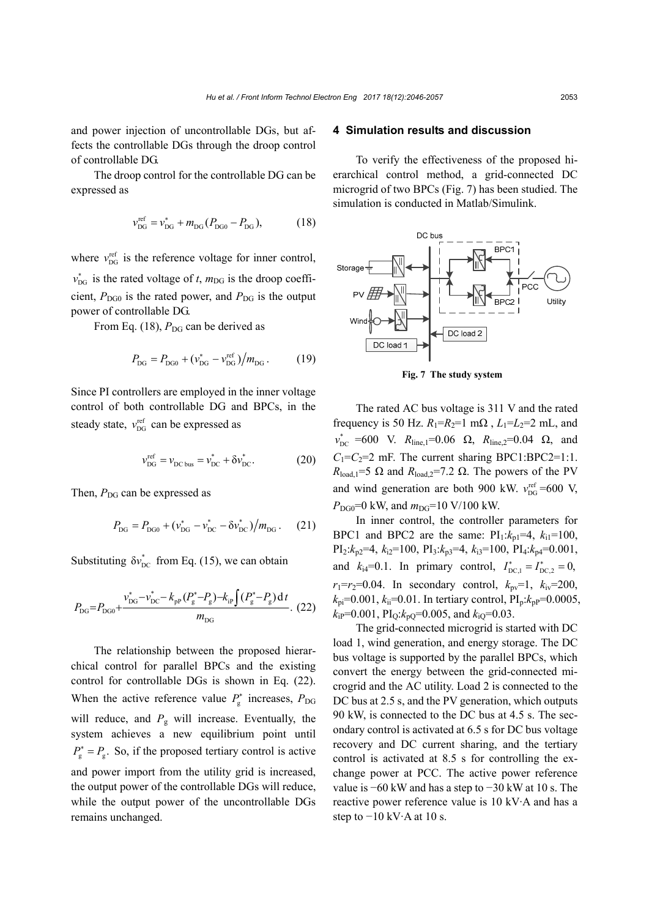and power injection of uncontrollable DGs, but affects the controllable DGs through the droop control of controllable DG.

The droop control for the controllable DG can be expressed as

$$v_{\mathrm{DG}}^{\mathrm{ref}} = v_{\mathrm{DG}}^{*} + m_{\mathrm{DG}}(P_{\mathrm{DG0}} - P_{\mathrm{DG}}), \tag{18}$$

where $v_{\mathrm{DG}}^{\mathrm{ref}}$ is the reference voltage for inner control, $v_{\mathrm{DG}}^{*}$ is the rated voltage of $t$, $m_{\mathrm{DG}}$ is the droop coefficient, $P_{\mathrm{DG0}}$ is the rated power, and $P_{\mathrm{DG}}$ is the output power of controllable DG.

From Eq. (18), $P_{\mathrm{DG}}$ can be derived as

$$P_{\mathrm{DG}} = P_{\mathrm{DG0}} + (v_{\mathrm{DG}}^{*} - v_{\mathrm{DG}}^{\mathrm{ref}})/m_{\mathrm{DG}}. \tag{19}$$

Since PI controllers are employed in the inner voltage control of both controllable DG and BPCs, in the steady state, $v_{\mathrm{DG}}^{\mathrm{ref}}$ can be expressed as

$$v_{\mathrm{DG}}^{\mathrm{ref}} = v_{\mathrm{DC\,bus}} = v_{\mathrm{DC}}^{*} + \delta v_{\mathrm{DC}}^{*}. \tag{20}$$

Then, $P_{\mathrm{DG}}$ can be expressed as

$$P_{\mathrm{DG}} = P_{\mathrm{DG0}} + (v_{\mathrm{DG}}^{*} - v_{\mathrm{DC}}^{*} - \delta v_{\mathrm{DC}}^{*})/m_{\mathrm{DG}}. \tag{21}$$

Substituting $\delta v_{\mathrm{DC}}^{*}$ from Eq. (15), we can obtain

$$P_{\mathrm{DG}}=P_{\mathrm{DG0}}+\frac{v_{\mathrm{DG}}^{*}-v_{\mathrm{DC}}^{*}-k_{\mathrm{pP}}(P_{\mathrm{g}}^{*}-P_{\mathrm{g}})-k_{\mathrm{iP}}\int(P_{\mathrm{g}}^{*}-P_{\mathrm{g}})\,\mathrm{d}t}{m_{\mathrm{DG}}}. \tag{22}$$

The relationship between the proposed hierarchical control for parallel BPCs and the existing control for controllable DGs is shown in Eq. (22). When the active reference value $P_{\mathrm{g}}^{*}$ increases, $P_{\mathrm{DG}}$ will reduce, and $P_{\mathrm{g}}$ will increase. Eventually, the system achieves a new equilibrium point until $P_{\mathrm{g}}^{*} = P_{\mathrm{g}}$. So, if the proposed tertiary control is active and power import from the utility grid is increased, the output power of the controllable DGs will reduce, while the output power of the uncontrollable DGs remains unchanged.

## 4 Simulation results and discussion

To verify the effectiveness of the proposed hierarchical control method, a grid-connected DC microgrid of two BPCs (Fig. 7) has been studied. The simulation is conducted in Matlab/Simulink.

**Fig. 7 The study system**

The rated AC bus voltage is 311 V and the rated frequency is 50 Hz. $R_1=R_2=1$ mΩ , $L_1=L_2=2$ mL, and $v_{\mathrm{DC}}^{*}=600$ V. $R_{\mathrm{line,1}}=0.06$ Ω, $R_{\mathrm{line,2}}=0.04$ Ω, and $C_1=C_2=2$ mF. The current sharing BPC1:BPC2=1:1. $R_{\mathrm{load,1}}=5$ Ω and $R_{\mathrm{load,2}}=7.2$ Ω. The powers of the PV and wind generation are both 900 kW. $v_{\mathrm{DG}}^{\mathrm{ref}}=600$ V, $P_{\mathrm{DG0}}=0$ kW, and $m_{\mathrm{DG}}=10$ V/100 kW.

In inner control, the controller parameters for BPC1 and BPC2 are the same: PI$_1$:$k_{\mathrm{p1}}=4$, $k_{\mathrm{i1}}=100$, PI$_2$:$k_{\mathrm{p2}}=4$, $k_{\mathrm{i2}}=100$, PI$_3$:$k_{\mathrm{p3}}=4$, $k_{\mathrm{i3}}=100$, PI$_4$:$k_{\mathrm{p4}}=0.001$, and $k_{\mathrm{i4}}=0.1$. In primary control, $I_{\mathrm{DC,1}}^{*}=I_{\mathrm{DC,2}}^{*}=0$, $r_1=r_2=0.04$. In secondary control, $k_{\mathrm{pv}}=1$, $k_{\mathrm{iv}}=200$, $k_{\mathrm{pi}}=0.001$, $k_{\mathrm{ii}}=0.01$. In tertiary control, PI$_{\mathrm{P}}$:$k_{\mathrm{pP}}=0.0005$, $k_{\mathrm{iP}}=0.001$, PI$_{\mathrm{Q}}$:$k_{\mathrm{pQ}}=0.005$, and $k_{\mathrm{iQ}}=0.03$.

The grid-connected microgrid is started with DC load 1, wind generation, and energy storage. The DC bus voltage is supported by the parallel BPCs, which convert the energy between the grid-connected microgrid and the AC utility. Load 2 is connected to the DC bus at 2.5 s, and the PV generation, which outputs 90 kW, is connected to the DC bus at 4.5 s. The secondary control is activated at 6.5 s for DC bus voltage recovery and DC current sharing, and the tertiary control is activated at 8.5 s for controlling the exchange power at PCC. The active power reference value is −60 kW and has a step to −30 kW at 10 s. The reactive power reference value is 10 kV·A and has a step to −10 kV·A at 10 s.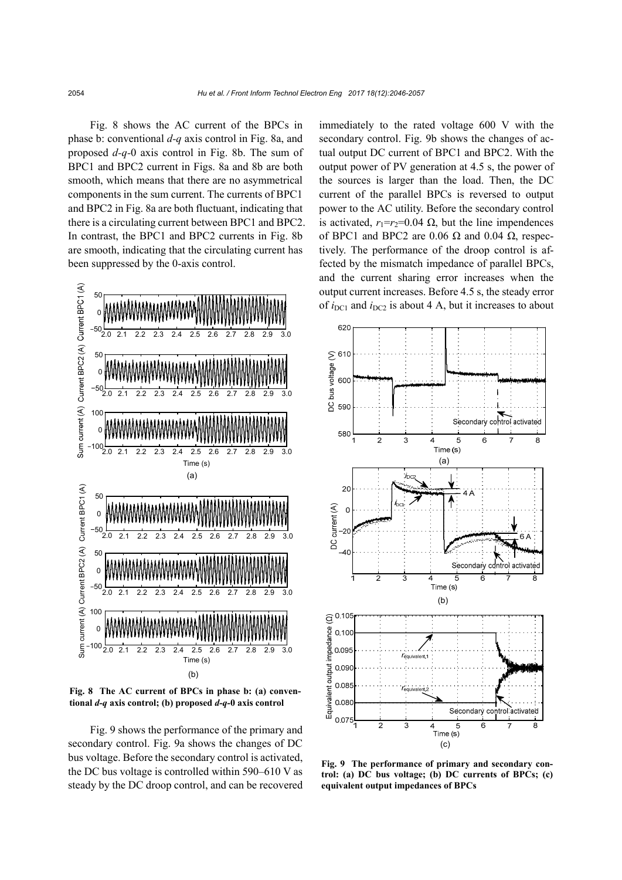Fig. 8 shows the AC current of the BPCs in phase b: conventional *d*-*q* axis control in Fig. 8a, and proposed *d*-*q*-0 axis control in Fig. 8b. The sum of BPC1 and BPC2 current in Figs. 8a and 8b are both smooth, which means that there are no asymmetrical components in the sum current. The currents of BPC1 and BPC2 in Fig. 8a are both fluctuant, indicating that there is a circulating current between BPC1 and BPC2. In contrast, the BPC1 and BPC2 currents in Fig. 8b are smooth, indicating that the circulating current has been suppressed by the 0-axis control.

**Fig. 8 The AC current of BPCs in phase b: (a) conventional *d*-*q* axis control; (b) proposed *d*-*q*-0 axis control**

Fig. 9 shows the performance of the primary and secondary control. Fig. 9a shows the changes of DC bus voltage. Before the secondary control is activated, the DC bus voltage is controlled within 590–610 V as steady by the DC droop control, and can be recovered immediately to the rated voltage 600 V with the secondary control. Fig. 9b shows the changes of actual output DC current of BPC1 and BPC2. With the output power of PV generation at 4.5 s, the power of the sources is larger than the load. Then, the DC current of the parallel BPCs is reversed to output power to the AC utility. Before the secondary control is activated, $r_1=r_2=0.04\ \Omega$, but the line impendences of BPC1 and BPC2 are 0.06 Ω and 0.04 Ω, respectively. The performance of the droop control is affected by the mismatch impedance of parallel BPCs, and the current sharing error increases when the output current increases. Before 4.5 s, the steady error of $i_{DC1}$ and $i_{DC2}$ is about 4 A, but it increases to about

**Fig. 9 The performance of primary and secondary control: (a) DC bus voltage; (b) DC currents of BPCs; (c) equivalent output impedances of BPCs**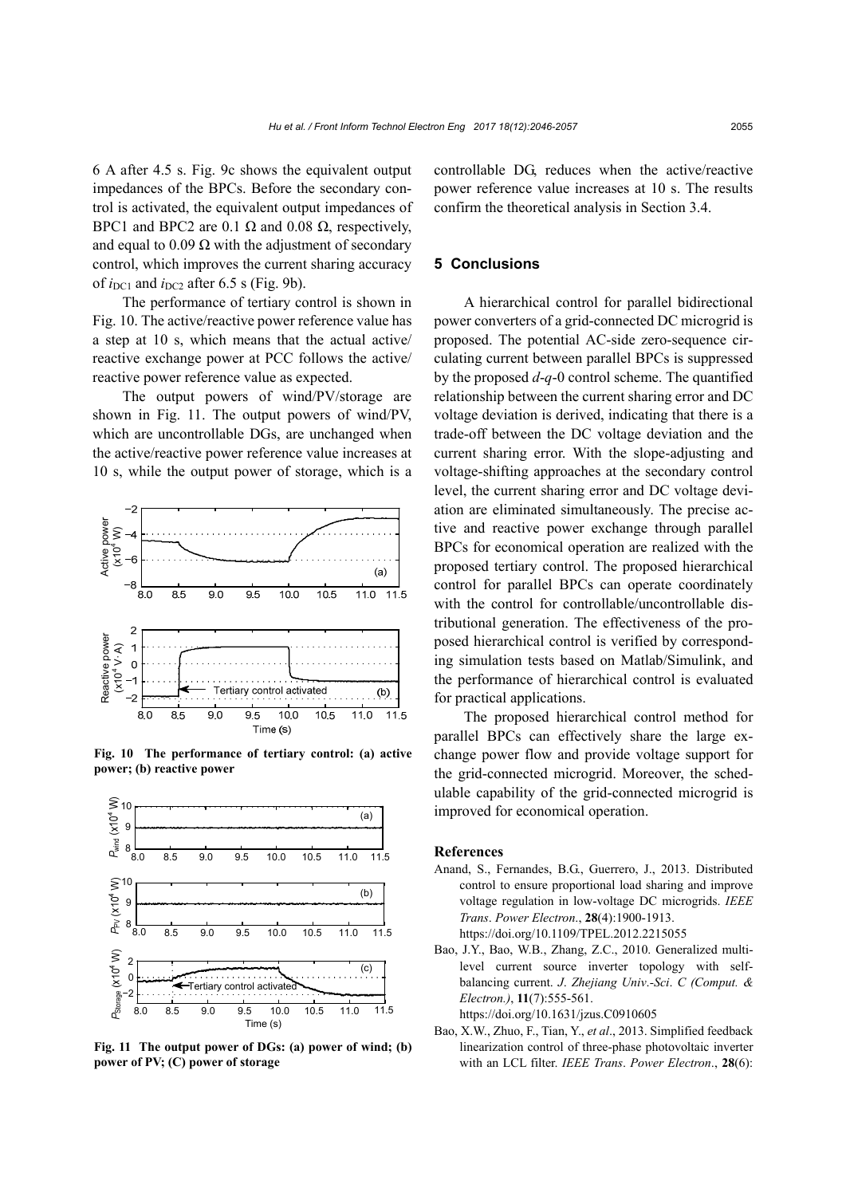6 A after 4.5 s. Fig. 9c shows the equivalent output impedances of the BPCs. Before the secondary control is activated, the equivalent output impedances of BPC1 and BPC2 are 0.1 Ω and 0.08 Ω, respectively, and equal to 0.09 Ω with the adjustment of secondary control, which improves the current sharing accuracy of $i_{DC1}$ and $i_{DC2}$ after 6.5 s (Fig. 9b).

The performance of tertiary control is shown in Fig. 10. The active/reactive power reference value has a step at 10 s, which means that the actual active/reactive exchange power at PCC follows the active/reactive power reference value as expected.

The output powers of wind/PV/storage are shown in Fig. 11. The output powers of wind/PV, which are uncontrollable DGs, are unchanged when the active/reactive power reference value increases at 10 s, while the output power of storage, which is a controllable DG, reduces when the active/reactive power reference value increases at 10 s. The results confirm the theoretical analysis in Section 3.4.

**Fig. 10 The performance of tertiary control: (a) active power; (b) reactive power**

**Fig. 11 The output power of DGs: (a) power of wind; (b) power of PV; (C) power of storage**

## 5 Conclusions

A hierarchical control for parallel bidirectional power converters of a grid-connected DC microgrid is proposed. The potential AC-side zero-sequence circulating current between parallel BPCs is suppressed by the proposed *d*-*q*-0 control scheme. The quantified relationship between the current sharing error and DC voltage deviation is derived, indicating that there is a trade-off between the DC voltage deviation and the current sharing error. With the slope-adjusting and voltage-shifting approaches at the secondary control level, the current sharing error and DC voltage deviation are eliminated simultaneously. The precise active and reactive power exchange through parallel BPCs for economical operation are realized with the proposed tertiary control. The proposed hierarchical control for parallel BPCs can operate coordinately with the control for controllable/uncontrollable distributional generation. The effectiveness of the proposed hierarchical control is verified by corresponding simulation tests based on Matlab/Simulink, and the performance of hierarchical control is evaluated for practical applications.

The proposed hierarchical control method for parallel BPCs can effectively share the large exchange power flow and provide voltage support for the grid-connected microgrid. Moreover, the schedulable capability of the grid-connected microgrid is improved for economical operation.

## References

Anand, S., Fernandes, B.G., Guerrero, J., 2013. Distributed control to ensure proportional load sharing and improve voltage regulation in low-voltage DC microgrids. *IEEE Trans. Power Electron.*, **28**(4):1900-1913. https://doi.org/10.1109/TPEL.2012.2215055

Bao, J.Y., Bao, W.B., Zhang, Z.C., 2010. Generalized multilevel current source inverter topology with self-balancing current. *J. Zhejiang Univ.-Sci. C (Comput. & Electron.)*, **11**(7):555-561. https://doi.org/10.1631/jzus.C0910605

Bao, X.W., Zhuo, F., Tian, Y., *et al*., 2013. Simplified feedback linearization control of three-phase photovoltaic inverter with an LCL filter. *IEEE Trans. Power Electron.*, **28**(6):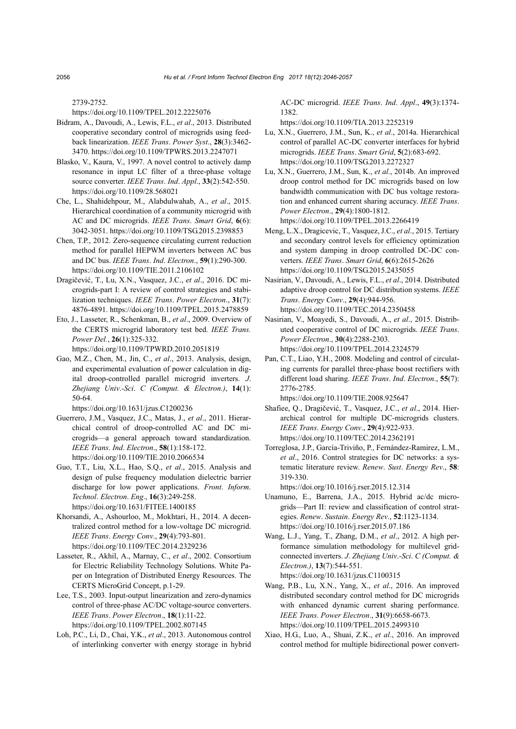2739-2752.
https://doi.org/10.1109/TPEL.2012.2225076

Bidram, A., Davoudi, A., Lewis, F.L., *et al*., 2013. Distributed cooperative secondary control of microgrids using feedback linearization. *IEEE Trans*. *Power Syst*., **28**(3):3462-3470. https://doi.org/10.1109/TPWRS.2013.2247071

Blasko, V., Kaura, V., 1997. A novel control to actively damp resonance in input LC filter of a three-phase voltage source converter. *IEEE Trans*. *Ind*. *Appl*., **33**(2):542-550. https://doi.org/10.1109/28.568021

Che, L., Shahidehpour, M., Alabdulwahab, A., *et al*., 2015. Hierarchical coordination of a community microgrid with AC and DC microgrids. *IEEE Trans*. *Smart Grid*, **6**(6): 3042-3051. https://doi.org/10.1109/TSG.2015.2398853

Chen, T.P., 2012. Zero-sequence circulating current reduction method for parallel HEPWM inverters between AC bus and DC bus. *IEEE Trans*. *Ind*. *Electron*., **59**(1):290-300. https://doi.org/10.1109/TIE.2011.2106102

Dragičević, T., Lu, X.N., Vasquez, J.C., *et al*., 2016. DC microgrids-part I: A review of control strategies and stabilization techniques. *IEEE Trans*. *Power Electron*., **31**(7): 4876-4891. https://doi.org/10.1109/TPEL.2015.2478859

Eto, J., Lasseter, R., Schenkman, B., *et al*., 2009. Overview of the CERTS microgrid laboratory test bed. *IEEE Trans. Power Del.*, **26**(1):325-332.
https://doi.org/10.1109/TPWRD.2010.2051819

Gao, M.Z., Chen, M., Jin, C., *et al*., 2013. Analysis, design, and experimental evaluation of power calculation in digital droop-controlled parallel microgrid inverters. *J. Zhejiang Univ.-Sci*. *C (Comput. & Electron.)*, **14**(1): 50-64.
https://doi.org/10.1631/jzus.C1200236

Guerrero, J.M., Vasquez, J.C., Matas, J., *et al*., 2011. Hierarchical control of droop-controlled AC and DC microgrids—a general approach toward standardization. *IEEE Trans*. *Ind*. *Electron*., **58**(1):158-172.
https://doi.org/10.1109/TIE.2010.2066534

Guo, T.T., Liu, X.L., Hao, S.Q., *et al*., 2015. Analysis and design of pulse frequency modulation dielectric barrier discharge for low power applications. *Front*. *Inform*. *Technol*. *Electron*. *Eng*., **16**(3):249-258.
https://doi.org/10.1631/FITEE.1400185

Khorsandi, A., Ashourloo, M., Mokhtari, H., 2014. A decentralized control method for a low-voltage DC microgrid. *IEEE Trans*. *Energy Conv*., **29**(4):793-801.
https://doi.org/10.1109/TEC.2014.2329236

Lasseter, R., Akhil, A., Marnay, C., *et al*., 2002. Consortium for Electric Reliability Technology Solutions. White Paper on Integration of Distributed Energy Resources. The CERTS MicroGrid Concept, p.1-29.

Lee, T.S., 2003. Input-output linearization and zero-dynamics control of three-phase AC/DC voltage-source converters. *IEEE Trans*. *Power Electron*., **18**(1):11-22.
https://doi.org/10.1109/TPEL.2002.807145

Loh, P.C., Li, D., Chai, Y.K., *et al*., 2013. Autonomous control of interlinking converter with energy storage in hybrid AC-DC microgrid. *IEEE Trans*. *Ind*. *Appl*., **49**(3):1374-1382.
https://doi.org/10.1109/TIA.2013.2252319

Lu, X.N., Guerrero, J.M., Sun, K., *et al*., 2014a. Hierarchical control of parallel AC-DC converter interfaces for hybrid microgrids. *IEEE Trans*. *Smart Grid*, **5**(2):683-692.
https://doi.org/10.1109/TSG.2013.2272327

Lu, X.N., Guerrero, J.M., Sun, K., *et al*., 2014b. An improved droop control method for DC microgrids based on low bandwidth communication with DC bus voltage restoration and enhanced current sharing accuracy. *IEEE Trans*. *Power Electron*., **29**(4):1800-1812.
https://doi.org/10.1109/TPEL.2013.2266419

Meng, L.X., Dragicevic, T., Vasquez, J.C., *et al*., 2015. Tertiary and secondary control levels for efficiency optimization and system damping in droop controlled DC-DC converters. *IEEE Trans*. *Smart Grid*, **6**(6):2615-2626
https://doi.org/10.1109/TSG.2015.2435055

Nasirian, V., Davoudi, A., Lewis, F.L., *et al*., 2014. Distributed adaptive droop control for DC distribution systems. *IEEE Trans*. *Energy Conv*., **29**(4):944-956.
https://doi.org/10.1109/TEC.2014.2350458

Nasirian, V., Moayedi, S., Davoudi, A., *et al*., 2015. Distributed cooperative control of DC microgrids. *IEEE Trans*. *Power Electron*., **30**(4):2288-2303.
https://doi.org/10.1109/TPEL.2014.2324579

Pan, C.T., Liao, Y.H., 2008. Modeling and control of circulating currents for parallel three-phase boost rectifiers with different load sharing. *IEEE Trans*. *Ind*. *Electron*., **55**(7): 2776-2785.
https://doi.org/10.1109/TIE.2008.925647

Shafiee, Q., Dragičević, T., Vasquez, J.C., *et al*., 2014. Hierarchical control for multiple DC-microgrids clusters. *IEEE Trans*. *Energy Conv*., **29**(4):922-933.
https://doi.org/10.1109/TEC.2014.2362191

Torreglosa, J.P., García-Triviño, P., Fernández-Ramirez, L.M., *et al*., 2016. Control strategies for DC networks: a systematic literature review. *Renew*. *Sust*. *Energy Rev*., **58**: 319-330.
https://doi.org/10.1016/j.rser.2015.12.314

Unamuno, E., Barrena, J.A., 2015. Hybrid ac/dc microgrids—Part II: review and classification of control strategies. *Renew*. *Sustain*. *Energy Rev*., **52**:1123-1134.
https://doi.org/10.1016/j.rser.2015.07.186

Wang, L.J., Yang, T., Zhang, D.M., *et al*., 2012. A high performance simulation methodology for multilevel grid-connected inverters. *J. Zhejiang Univ*.-*Sci*. *C (Comput. & Electron.)*, **13**(7):544-551.
https://doi.org/10.1631/jzus.C1100315

Wang, P.B., Lu, X.N., Yang, X., *et al*., 2016. An improved distributed secondary control method for DC microgrids with enhanced dynamic current sharing performance. *IEEE Trans*. *Power Electron*., **31**(9):6658-6673.
https://doi.org/10.1109/TPEL.2015.2499310

Xiao, H.G., Luo, A., Shuai, Z.K., *et al*., 2016. An improved control method for multiple bidirectional power convert-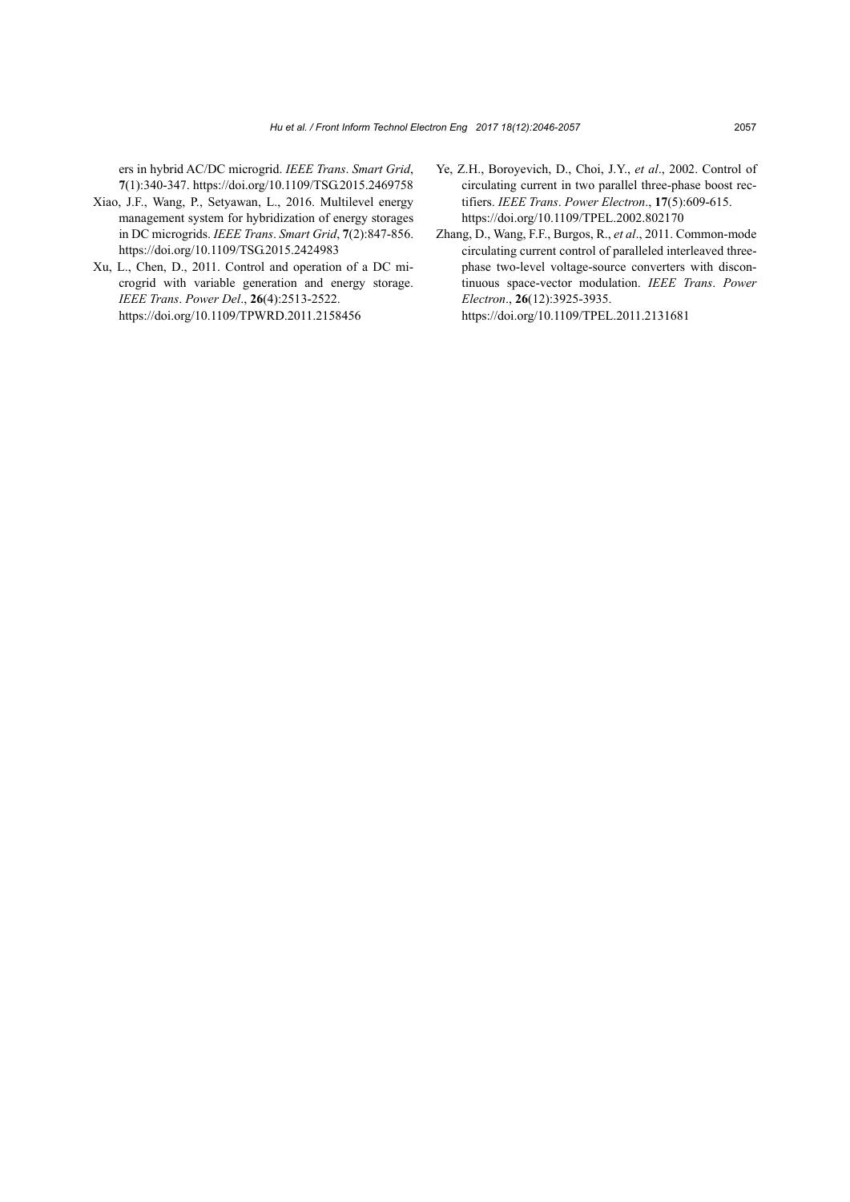ers in hybrid AC/DC microgrid. *IEEE Trans*. *Smart Grid*, **7**(1):340-347. https://doi.org/10.1109/TSG.2015.2469758

Xiao, J.F., Wang, P., Setyawan, L., 2016. Multilevel energy management system for hybridization of energy storages in DC microgrids. *IEEE Trans*. *Smart Grid*, **7**(2):847-856. https://doi.org/10.1109/TSG.2015.2424983

Xu, L., Chen, D., 2011. Control and operation of a DC microgrid with variable generation and energy storage. *IEEE Trans*. *Power Del*., **26**(4):2513-2522. https://doi.org/10.1109/TPWRD.2011.2158456

Ye, Z.H., Boroyevich, D., Choi, J.Y., *et al*., 2002. Control of circulating current in two parallel three-phase boost rectifiers. *IEEE Trans*. *Power Electron*., **17**(5):609-615. https://doi.org/10.1109/TPEL.2002.802170

Zhang, D., Wang, F.F., Burgos, R., *et al*., 2011. Common-mode circulating current control of paralleled interleaved three-phase two-level voltage-source converters with discontinuous space-vector modulation. *IEEE Trans*. *Power Electron*., **26**(12):3925-3935. https://doi.org/10.1109/TPEL.2011.2131681